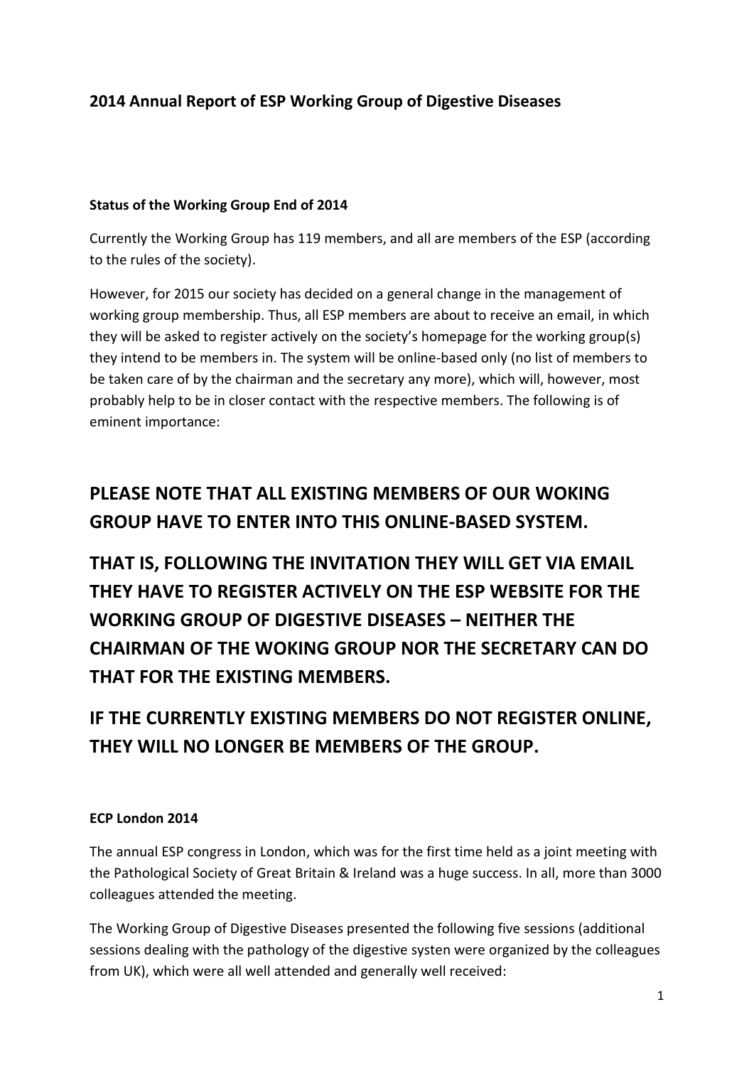# 2014 Annual Report of ESP Working Group of Digestive Diseases

**Status of the Working Group End of 2014**

Currently the Working Group has 119 members, and all are members of the ESP (according to the rules of the society).

However, for 2015 our society has decided on a general change in the management of working group membership. Thus, all ESP members are about to receive an email, in which they will be asked to register actively on the society's homepage for the working group(s) they intend to be members in. The system will be online-based only (no list of members to be taken care of by the chairman and the secretary any more), which will, however, most probably help to be in closer contact with the respective members. The following is of eminent importance:

**PLEASE NOTE THAT ALL EXISTING MEMBERS OF OUR WOKING GROUP HAVE TO ENTER INTO THIS ONLINE-BASED SYSTEM.**

**THAT IS, FOLLOWING THE INVITATION THEY WILL GET VIA EMAIL THEY HAVE TO REGISTER ACTIVELY ON THE ESP WEBSITE FOR THE WORKING GROUP OF DIGESTIVE DISEASES – NEITHER THE CHAIRMAN OF THE WOKING GROUP NOR THE SECRETARY CAN DO THAT FOR THE EXISTING MEMBERS.**

**IF THE CURRENTLY EXISTING MEMBERS DO NOT REGISTER ONLINE, THEY WILL NO LONGER BE MEMBERS OF THE GROUP.**

**ECP London 2014**

The annual ESP congress in London, which was for the first time held as a joint meeting with the Pathological Society of Great Britain & Ireland was a huge success. In all, more than 3000 colleagues attended the meeting.

The Working Group of Digestive Diseases presented the following five sessions (additional sessions dealing with the pathology of the digestive systen were organized by the colleagues from UK), which were all well attended and generally well received: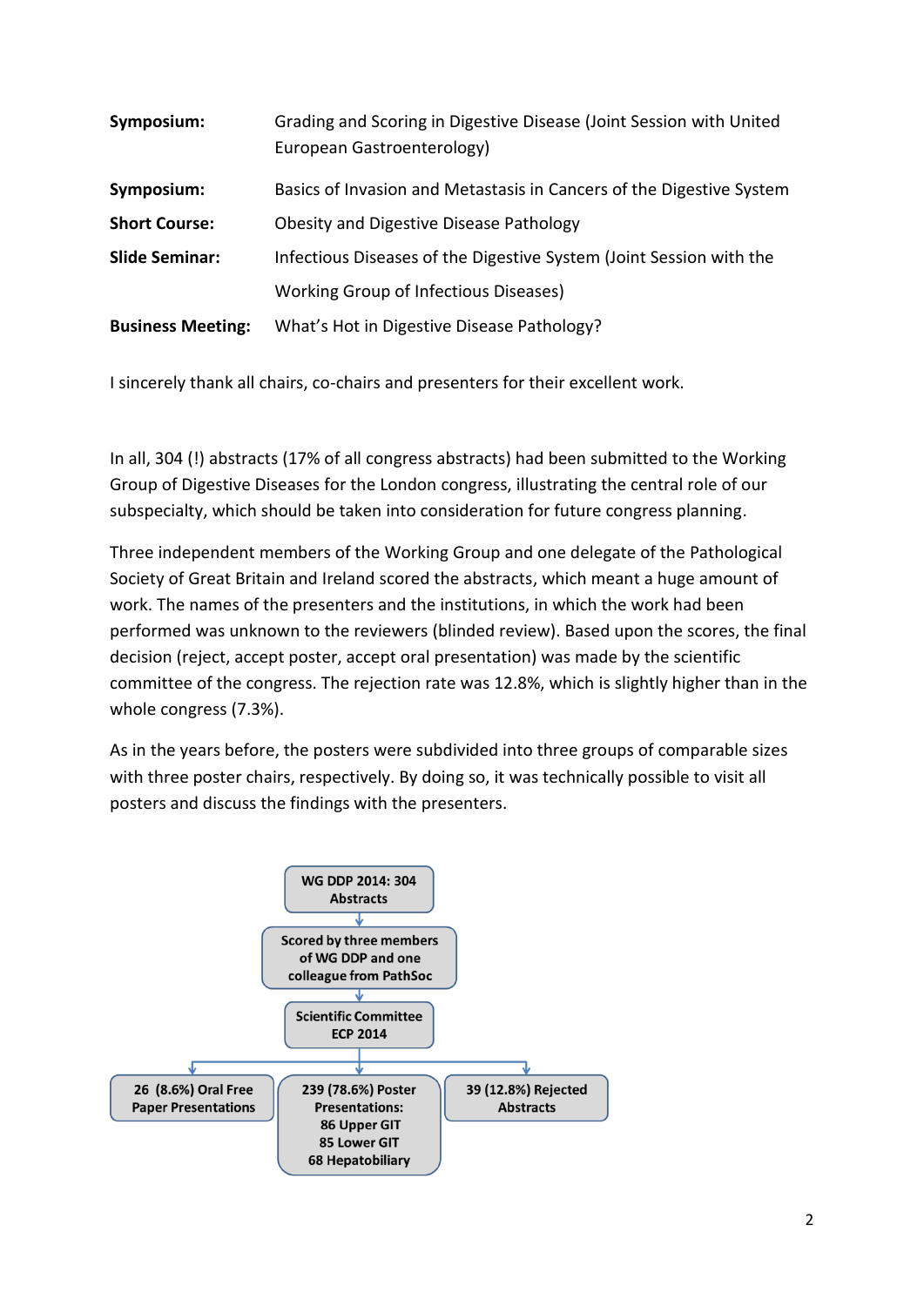| | |
|---|---|
| **Symposium:** | Grading and Scoring in Digestive Disease (Joint Session with United European Gastroenterology) |
| **Symposium:** | Basics of Invasion and Metastasis in Cancers of the Digestive System |
| **Short Course:** | Obesity and Digestive Disease Pathology |
| **Slide Seminar:** | Infectious Diseases of the Digestive System (Joint Session with the Working Group of Infectious Diseases) |
| **Business Meeting:** | What's Hot in Digestive Disease Pathology? |

I sincerely thank all chairs, co-chairs and presenters for their excellent work.

In all, 304 (!) abstracts (17% of all congress abstracts) had been submitted to the Working Group of Digestive Diseases for the London congress, illustrating the central role of our subspecialty, which should be taken into consideration for future congress planning.

Three independent members of the Working Group and one delegate of the Pathological Society of Great Britain and Ireland scored the abstracts, which meant a huge amount of work. The names of the presenters and the institutions, in which the work had been performed was unknown to the reviewers (blinded review). Based upon the scores, the final decision (reject, accept poster, accept oral presentation) was made by the scientific committee of the congress. The rejection rate was 12.8%, which is slightly higher than in the whole congress (7.3%).

As in the years before, the posters were subdivided into three groups of comparable sizes with three poster chairs, respectively. By doing so, it was technically possible to visit all posters and discuss the findings with the presenters.

**WG DDP 2014: 304 Abstracts**

↓

**Scored by three members of WG DDP and one colleague from PathSoc**

↓

**Scientific Committee ECP 2014**

↓

| **26 (8.6%) Oral Free Paper Presentations** | **239 (78.6%) Poster Presentations:** 86 Upper GIT, 85 Lower GIT, 68 Hepatobiliary | **39 (12.8%) Rejected Abstracts** |
|---|---|---|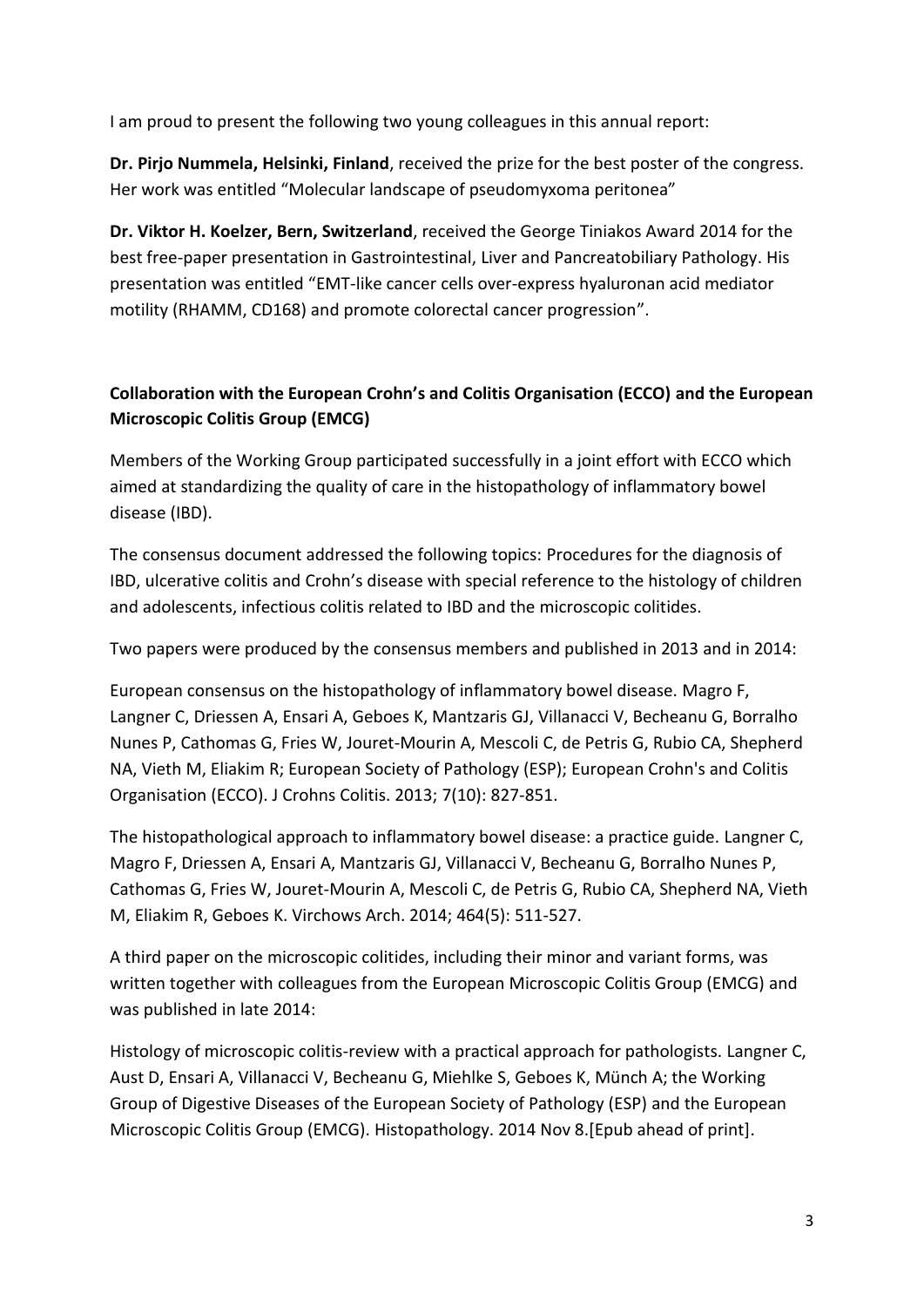I am proud to present the following two young colleagues in this annual report:

**Dr. Pirjo Nummela, Helsinki, Finland**, received the prize for the best poster of the congress. Her work was entitled "Molecular landscape of pseudomyxoma peritonea"

**Dr. Viktor H. Koelzer, Bern, Switzerland**, received the George Tiniakos Award 2014 for the best free-paper presentation in Gastrointestinal, Liver and Pancreatobiliary Pathology. His presentation was entitled "EMT-like cancer cells over-express hyaluronan acid mediator motility (RHAMM, CD168) and promote colorectal cancer progression".

**Collaboration with the European Crohn's and Colitis Organisation (ECCO) and the European Microscopic Colitis Group (EMCG)**

Members of the Working Group participated successfully in a joint effort with ECCO which aimed at standardizing the quality of care in the histopathology of inflammatory bowel disease (IBD).

The consensus document addressed the following topics: Procedures for the diagnosis of IBD, ulcerative colitis and Crohn's disease with special reference to the histology of children and adolescents, infectious colitis related to IBD and the microscopic colitides.

Two papers were produced by the consensus members and published in 2013 and in 2014:

European consensus on the histopathology of inflammatory bowel disease. Magro F, Langner C, Driessen A, Ensari A, Geboes K, Mantzaris GJ, Villanacci V, Becheanu G, Borralho Nunes P, Cathomas G, Fries W, Jouret-Mourin A, Mescoli C, de Petris G, Rubio CA, Shepherd NA, Vieth M, Eliakim R; European Society of Pathology (ESP); European Crohn's and Colitis Organisation (ECCO). J Crohns Colitis. 2013; 7(10): 827-851.

The histopathological approach to inflammatory bowel disease: a practice guide. Langner C, Magro F, Driessen A, Ensari A, Mantzaris GJ, Villanacci V, Becheanu G, Borralho Nunes P, Cathomas G, Fries W, Jouret-Mourin A, Mescoli C, de Petris G, Rubio CA, Shepherd NA, Vieth M, Eliakim R, Geboes K. Virchows Arch. 2014; 464(5): 511-527.

A third paper on the microscopic colitides, including their minor and variant forms, was written together with colleagues from the European Microscopic Colitis Group (EMCG) and was published in late 2014:

Histology of microscopic colitis-review with a practical approach for pathologists. Langner C, Aust D, Ensari A, Villanacci V, Becheanu G, Miehlke S, Geboes K, Münch A; the Working Group of Digestive Diseases of the European Society of Pathology (ESP) and the European Microscopic Colitis Group (EMCG). Histopathology. 2014 Nov 8.[Epub ahead of print].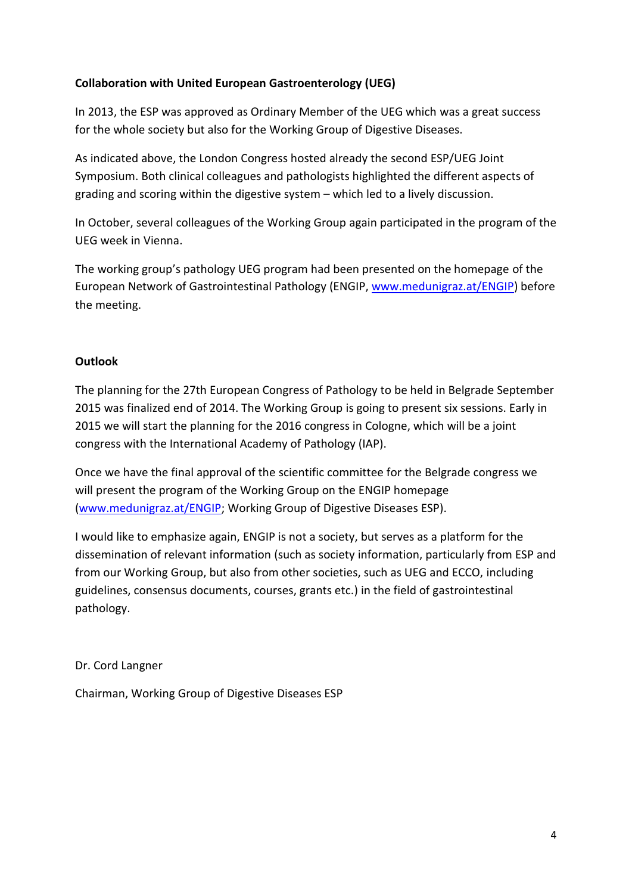**Collaboration with United European Gastroenterology (UEG)**

In 2013, the ESP was approved as Ordinary Member of the UEG which was a great success for the whole society but also for the Working Group of Digestive Diseases.

As indicated above, the London Congress hosted already the second ESP/UEG Joint Symposium. Both clinical colleagues and pathologists highlighted the different aspects of grading and scoring within the digestive system – which led to a lively discussion.

In October, several colleagues of the Working Group again participated in the program of the UEG week in Vienna.

The working group's pathology UEG program had been presented on the homepage of the European Network of Gastrointestinal Pathology (ENGIP, www.medunigraz.at/ENGIP) before the meeting.

**Outlook**

The planning for the 27th European Congress of Pathology to be held in Belgrade September 2015 was finalized end of 2014. The Working Group is going to present six sessions. Early in 2015 we will start the planning for the 2016 congress in Cologne, which will be a joint congress with the International Academy of Pathology (IAP).

Once we have the final approval of the scientific committee for the Belgrade congress we will present the program of the Working Group on the ENGIP homepage (www.medunigraz.at/ENGIP; Working Group of Digestive Diseases ESP).

I would like to emphasize again, ENGIP is not a society, but serves as a platform for the dissemination of relevant information (such as society information, particularly from ESP and from our Working Group, but also from other societies, such as UEG and ECCO, including guidelines, consensus documents, courses, grants etc.) in the field of gastrointestinal pathology.

Dr. Cord Langner

Chairman, Working Group of Digestive Diseases ESP